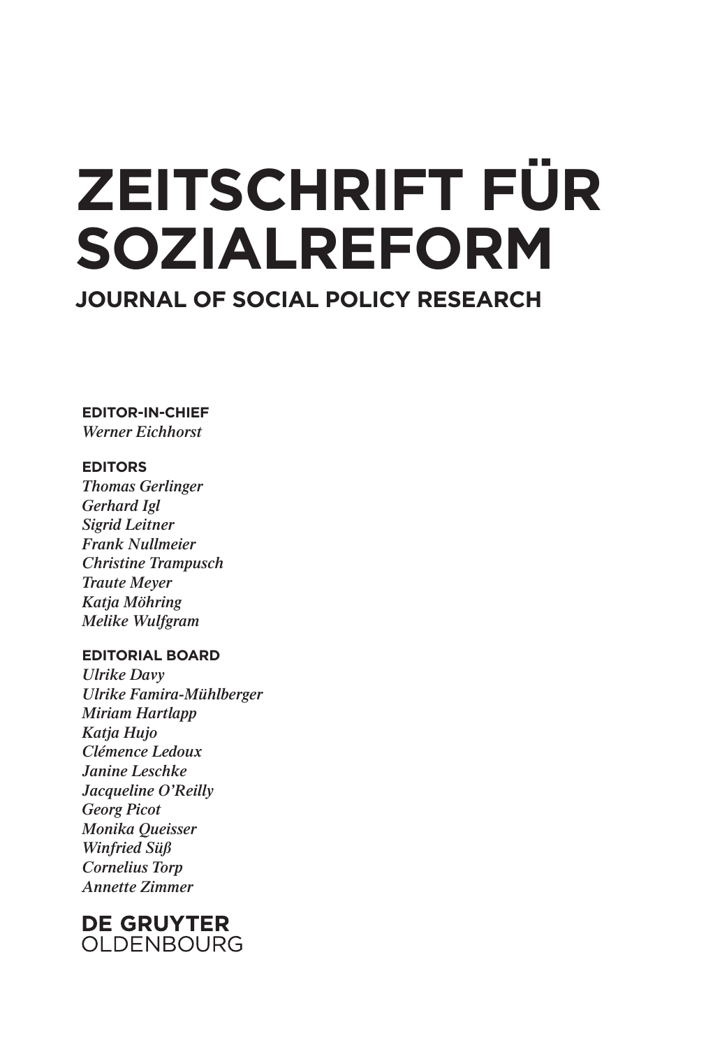# ZEITSCHRIFT FÜR SOZIALREFORM

## JOURNAL OF SOCIAL POLICY RESEARCH

**EDITOR-IN-CHIEF**
*Werner Eichhorst*

**EDITORS**
*Thomas Gerlinger*
*Gerhard Igl*
*Sigrid Leitner*
*Frank Nullmeier*
*Christine Trampusch*
*Traute Meyer*
*Katja Möhring*
*Melike Wulfgram*

**EDITORIAL BOARD**
*Ulrike Davy*
*Ulrike Famira-Mühlberger*
*Miriam Hartlapp*
*Katja Hujo*
*Clémence Ledoux*
*Janine Leschke*
*Jacqueline O'Reilly*
*Georg Picot*
*Monika Queisser*
*Winfried Süß*
*Cornelius Torp*
*Annette Zimmer*

**DE GRUYTER**
OLDENBOURG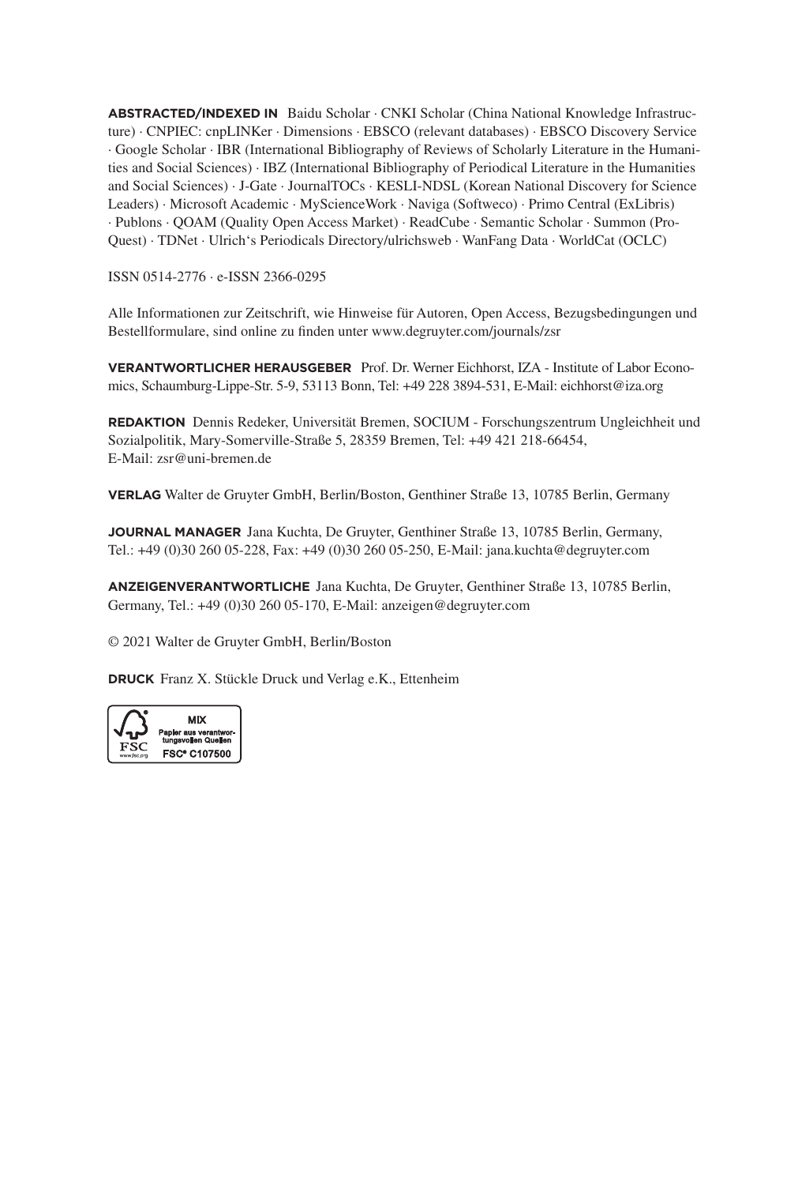**ABSTRACTED/INDEXED IN** Baidu Scholar · CNKI Scholar (China National Knowledge Infrastructure) · CNPIEC: cnpLINKer · Dimensions · EBSCO (relevant databases) · EBSCO Discovery Service · Google Scholar · IBR (International Bibliography of Reviews of Scholarly Literature in the Humanities and Social Sciences) · IBZ (International Bibliography of Periodical Literature in the Humanities and Social Sciences) · J-Gate · JournalTOCs · KESLI-NDSL (Korean National Discovery for Science Leaders) · Microsoft Academic · MyScienceWork · Naviga (Softweco) · Primo Central (ExLibris) · Publons · QOAM (Quality Open Access Market) · ReadCube · Semantic Scholar · Summon (ProQuest) · TDNet · Ulrich's Periodicals Directory/ulrichsweb · WanFang Data · WorldCat (OCLC)

ISSN 0514-2776 · e-ISSN 2366-0295

Alle Informationen zur Zeitschrift, wie Hinweise für Autoren, Open Access, Bezugsbedingungen und Bestellformulare, sind online zu finden unter www.degruyter.com/journals/zsr

**VERANTWORTLICHER HERAUSGEBER** Prof. Dr. Werner Eichhorst, IZA - Institute of Labor Economics, Schaumburg-Lippe-Str. 5-9, 53113 Bonn, Tel: +49 228 3894-531, E-Mail: eichhorst@iza.org

**REDAKTION** Dennis Redeker, Universität Bremen, SOCIUM - Forschungszentrum Ungleichheit und Sozialpolitik, Mary-Somerville-Straße 5, 28359 Bremen, Tel: +49 421 218-66454, E-Mail: zsr@uni-bremen.de

**VERLAG** Walter de Gruyter GmbH, Berlin/Boston, Genthiner Straße 13, 10785 Berlin, Germany

**JOURNAL MANAGER** Jana Kuchta, De Gruyter, Genthiner Straße 13, 10785 Berlin, Germany, Tel.: +49 (0)30 260 05-228, Fax: +49 (0)30 260 05-250, E-Mail: jana.kuchta@degruyter.com

**ANZEIGENVERANTWORTLICHE** Jana Kuchta, De Gruyter, Genthiner Straße 13, 10785 Berlin, Germany, Tel.: +49 (0)30 260 05-170, E-Mail: anzeigen@degruyter.com

© 2021 Walter de Gruyter GmbH, Berlin/Boston

**DRUCK** Franz X. Stückle Druck und Verlag e.K., Ettenheim

FSC www.fsc.org MIX Papier aus verantwortungsvollen Quellen FSC® C107500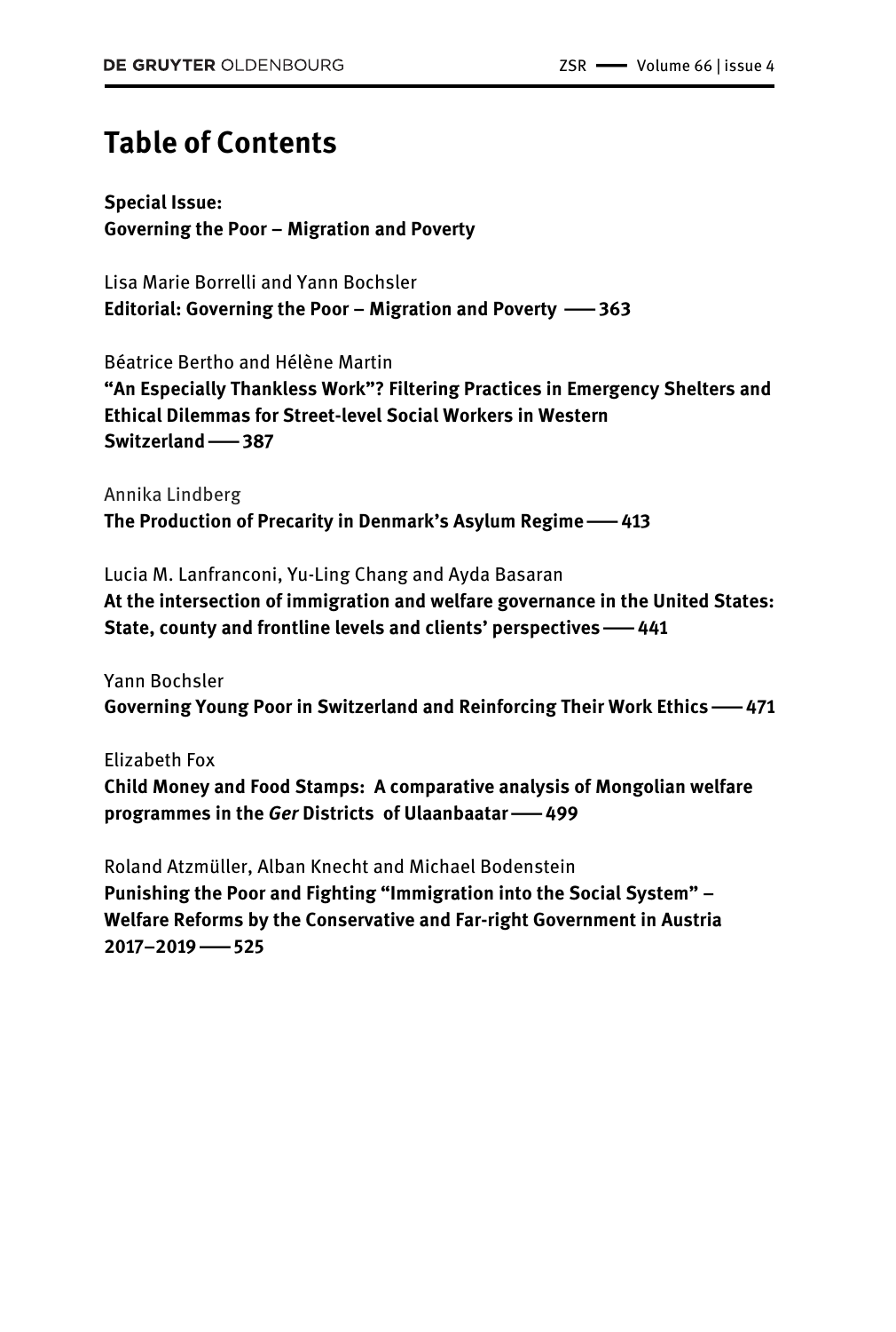# Table of Contents

**Special Issue:**
**Governing the Poor – Migration and Poverty**

Lisa Marie Borrelli and Yann Bochsler
**Editorial: Governing the Poor – Migration and Poverty —— 363**

Béatrice Bertho and Hélène Martin
**“An Especially Thankless Work”? Filtering Practices in Emergency Shelters and Ethical Dilemmas for Street-level Social Workers in Western Switzerland —— 387**

Annika Lindberg
**The Production of Precarity in Denmark’s Asylum Regime —— 413**

Lucia M. Lanfranconi, Yu-Ling Chang and Ayda Basaran
**At the intersection of immigration and welfare governance in the United States: State, county and frontline levels and clients’ perspectives —— 441**

Yann Bochsler
**Governing Young Poor in Switzerland and Reinforcing Their Work Ethics —— 471**

Elizabeth Fox
**Child Money and Food Stamps: A comparative analysis of Mongolian welfare programmes in the *Ger* Districts of Ulaanbaatar —— 499**

Roland Atzmüller, Alban Knecht and Michael Bodenstein
**Punishing the Poor and Fighting “Immigration into the Social System” – Welfare Reforms by the Conservative and Far-right Government in Austria 2017–2019 —— 525**